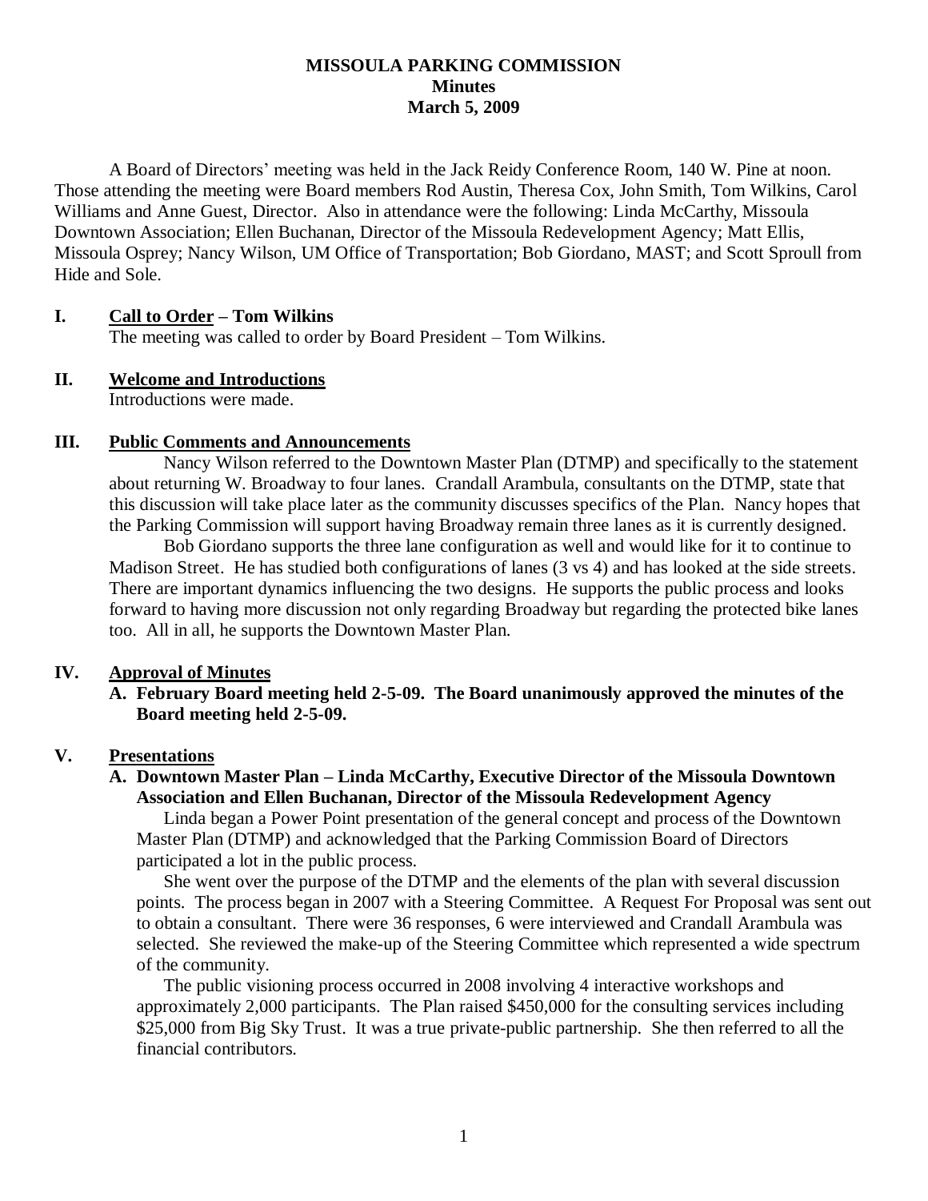# MISSOULA PARKING COMMISSION

## Minutes

## March 5, 2009

A Board of Directors' meeting was held in the Jack Reidy Conference Room, 140 W. Pine at noon. Those attending the meeting were Board members Rod Austin, Theresa Cox, John Smith, Tom Wilkins, Carol Williams and Anne Guest, Director. Also in attendance were the following: Linda McCarthy, Missoula Downtown Association; Ellen Buchanan, Director of the Missoula Redevelopment Agency; Matt Ellis, Missoula Osprey; Nancy Wilson, UM Office of Transportation; Bob Giordano, MAST; and Scott Sproull from Hide and Sole.

### I. Call to Order – Tom Wilkins

The meeting was called to order by Board President – Tom Wilkins.

### II. Welcome and Introductions

Introductions were made.

### III. Public Comments and Announcements

Nancy Wilson referred to the Downtown Master Plan (DTMP) and specifically to the statement about returning W. Broadway to four lanes. Crandall Arambula, consultants on the DTMP, state that this discussion will take place later as the community discusses specifics of the Plan. Nancy hopes that the Parking Commission will support having Broadway remain three lanes as it is currently designed.

Bob Giordano supports the three lane configuration as well and would like for it to continue to Madison Street. He has studied both configurations of lanes (3 vs 4) and has looked at the side streets. There are important dynamics influencing the two designs. He supports the public process and looks forward to having more discussion not only regarding Broadway but regarding the protected bike lanes too. All in all, he supports the Downtown Master Plan.

### IV. Approval of Minutes

**A. February Board meeting held 2-5-09. The Board unanimously approved the minutes of the Board meeting held 2-5-09.**

### V. Presentations

**A. Downtown Master Plan – Linda McCarthy, Executive Director of the Missoula Downtown Association and Ellen Buchanan, Director of the Missoula Redevelopment Agency**

Linda began a Power Point presentation of the general concept and process of the Downtown Master Plan (DTMP) and acknowledged that the Parking Commission Board of Directors participated a lot in the public process.

She went over the purpose of the DTMP and the elements of the plan with several discussion points. The process began in 2007 with a Steering Committee. A Request For Proposal was sent out to obtain a consultant. There were 36 responses, 6 were interviewed and Crandall Arambula was selected. She reviewed the make-up of the Steering Committee which represented a wide spectrum of the community.

The public visioning process occurred in 2008 involving 4 interactive workshops and approximately 2,000 participants. The Plan raised $450,000 for the consulting services including $25,000 from Big Sky Trust. It was a true private-public partnership. She then referred to all the financial contributors.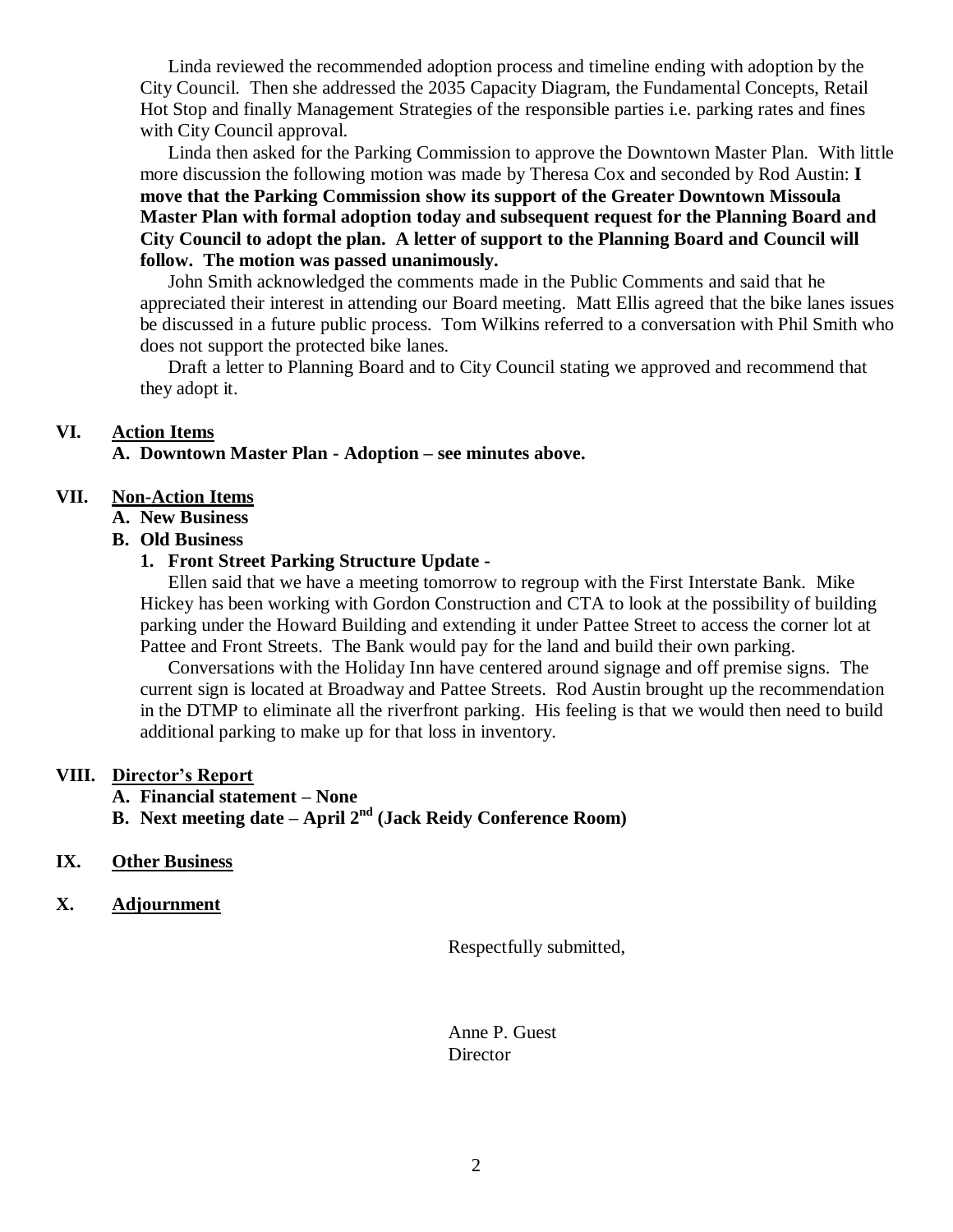Linda reviewed the recommended adoption process and timeline ending with adoption by the City Council. Then she addressed the 2035 Capacity Diagram, the Fundamental Concepts, Retail Hot Stop and finally Management Strategies of the responsible parties i.e. parking rates and fines with City Council approval.

Linda then asked for the Parking Commission to approve the Downtown Master Plan. With little more discussion the following motion was made by Theresa Cox and seconded by Rod Austin: **I move that the Parking Commission show its support of the Greater Downtown Missoula Master Plan with formal adoption today and subsequent request for the Planning Board and City Council to adopt the plan. A letter of support to the Planning Board and Council will follow. The motion was passed unanimously.**

John Smith acknowledged the comments made in the Public Comments and said that he appreciated their interest in attending our Board meeting. Matt Ellis agreed that the bike lanes issues be discussed in a future public process. Tom Wilkins referred to a conversation with Phil Smith who does not support the protected bike lanes.

Draft a letter to Planning Board and to City Council stating we approved and recommend that they adopt it.

## VI. Action Items

**A. Downtown Master Plan - Adoption – see minutes above.**

## VII. Non-Action Items

**A. New Business**

**B. Old Business**

**1. Front Street Parking Structure Update -**

Ellen said that we have a meeting tomorrow to regroup with the First Interstate Bank. Mike Hickey has been working with Gordon Construction and CTA to look at the possibility of building parking under the Howard Building and extending it under Pattee Street to access the corner lot at Pattee and Front Streets. The Bank would pay for the land and build their own parking.

Conversations with the Holiday Inn have centered around signage and off premise signs. The current sign is located at Broadway and Pattee Streets. Rod Austin brought up the recommendation in the DTMP to eliminate all the riverfront parking. His feeling is that we would then need to build additional parking to make up for that loss in inventory.

## VIII. Director's Report

**A. Financial statement – None**

**B. Next meeting date – April 2nd (Jack Reidy Conference Room)**

## IX. Other Business

## X. Adjournment

Respectfully submitted,

Anne P. Guest
Director